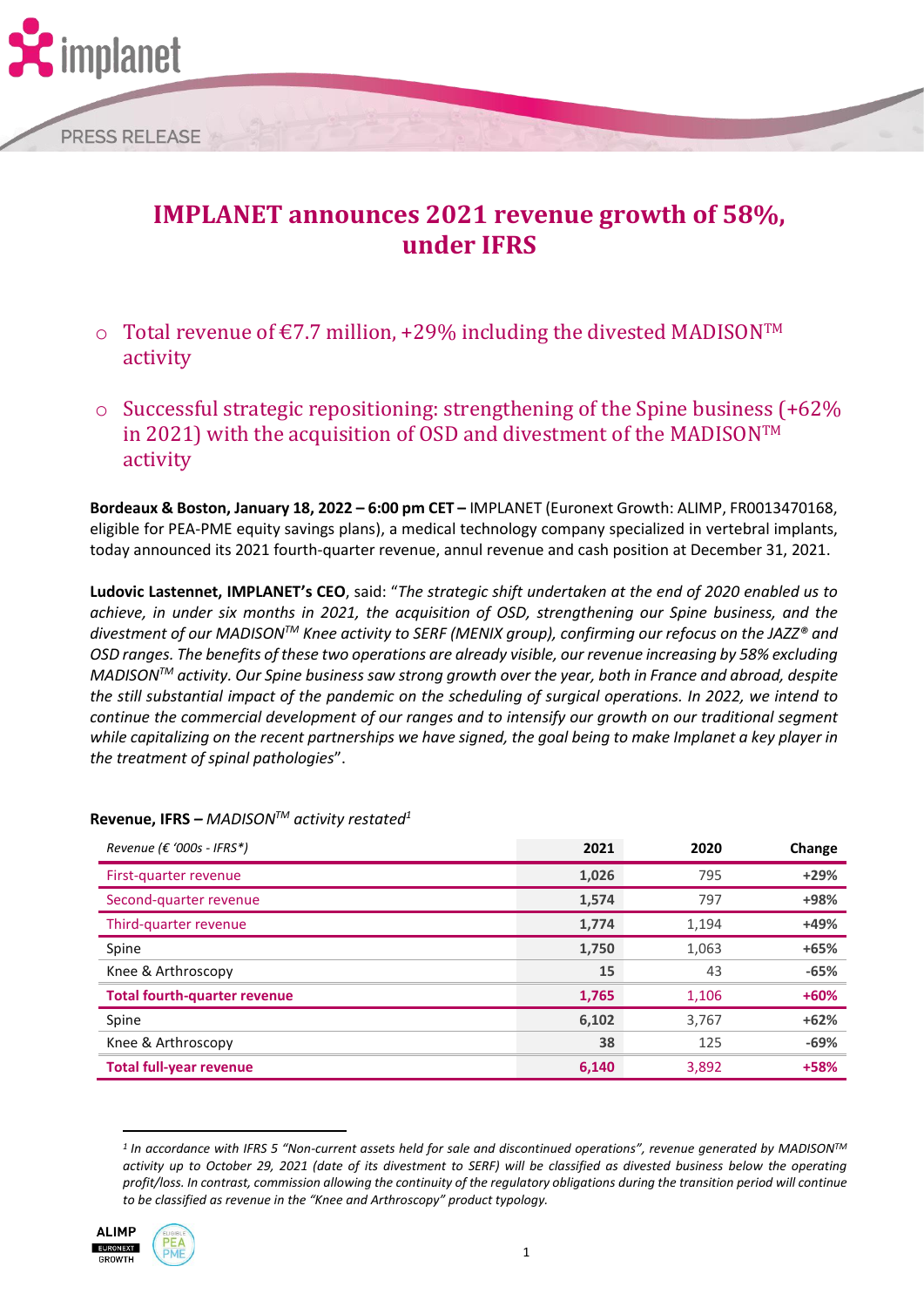PRESS RELEASE

# IMPLANET announces 2021 revenue growth of 58%, under IFRS

- Total revenue of €7.7 million, +29% including the divested MADISON™ activity
- Successful strategic repositioning: strengthening of the Spine business (+62% in 2021) with the acquisition of OSD and divestment of the MADISON™ activity

**Bordeaux & Boston, January 18, 2022 – 6:00 pm CET –** IMPLANET (Euronext Growth: ALIMP, FR0013470168, eligible for PEA-PME equity savings plans), a medical technology company specialized in vertebral implants, today announced its 2021 fourth-quarter revenue, annul revenue and cash position at December 31, 2021.

**Ludovic Lastennet, IMPLANET's CEO**, said: "*The strategic shift undertaken at the end of 2020 enabled us to achieve, in under six months in 2021, the acquisition of OSD, strengthening our Spine business, and the divestment of our MADISON™ Knee activity to SERF (MENIX group), confirming our refocus on the JAZZ® and OSD ranges. The benefits of these two operations are already visible, our revenue increasing by 58% excluding MADISON™ activity. Our Spine business saw strong growth over the year, both in France and abroad, despite the still substantial impact of the pandemic on the scheduling of surgical operations. In 2022, we intend to continue the commercial development of our ranges and to intensify our growth on our traditional segment while capitalizing on the recent partnerships we have signed, the goal being to make Implanet a key player in the treatment of spinal pathologies*".

**Revenue, IFRS –** *MADISON™ activity restated*[1]

| *Revenue (€ '000s - IFRS*)* | 2021 | 2020 | Change |
|---|---|---|---|
| First-quarter revenue | 1,026 | 795 | +29% |
| Second-quarter revenue | 1,574 | 797 | +98% |
| Third-quarter revenue | 1,774 | 1,194 | +49% |
| Spine | 1,750 | 1,063 | +65% |
| Knee & Arthroscopy | 15 | 43 | -65% |
| **Total fourth-quarter revenue** | **1,765** | **1,106** | **+60%** |
| Spine | 6,102 | 3,767 | +62% |
| Knee & Arthroscopy | 38 | 125 | -69% |
| **Total full-year revenue** | **6,140** | **3,892** | **+58%** |

[1] *In accordance with IFRS 5 "Non-current assets held for sale and discontinued operations", revenue generated by MADISON™ activity up to October 29, 2021 (date of its divestment to SERF) will be classified as divested business below the operating profit/loss. In contrast, commission allowing the continuity of the regulatory obligations during the transition period will continue to be classified as revenue in the "Knee and Arthroscopy" product typology.*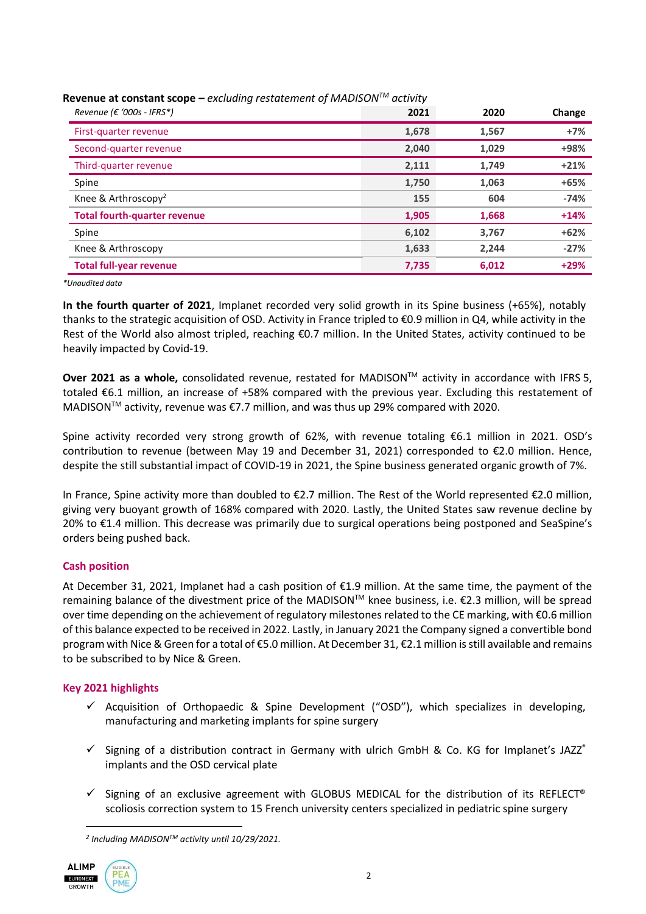**Revenue at constant scope –** *excluding restatement of MADISON™ activity*

| *Revenue (€ '000s - IFRS\*)* | 2021 | 2020 | Change |
|---|---|---|---|
| First-quarter revenue | 1,678 | 1,567 | +7% |
| Second-quarter revenue | 2,040 | 1,029 | +98% |
| Third-quarter revenue | 2,111 | 1,749 | +21% |
| Spine | 1,750 | 1,063 | +65% |
| Knee & Arthroscopy[2] | 155 | 604 | -74% |
| **Total fourth-quarter revenue** | **1,905** | **1,668** | **+14%** |
| Spine | 6,102 | 3,767 | +62% |
| Knee & Arthroscopy | 1,633 | 2,244 | -27% |
| **Total full-year revenue** | **7,735** | **6,012** | **+29%** |

*\*Unaudited data*

**In the fourth quarter of 2021**, Implanet recorded very solid growth in its Spine business (+65%), notably thanks to the strategic acquisition of OSD. Activity in France tripled to €0.9 million in Q4, while activity in the Rest of the World also almost tripled, reaching €0.7 million. In the United States, activity continued to be heavily impacted by Covid-19.

**Over 2021 as a whole,** consolidated revenue, restated for MADISON™ activity in accordance with IFRS 5, totaled €6.1 million, an increase of +58% compared with the previous year. Excluding this restatement of MADISON™ activity, revenue was €7.7 million, and was thus up 29% compared with 2020.

Spine activity recorded very strong growth of 62%, with revenue totaling €6.1 million in 2021. OSD's contribution to revenue (between May 19 and December 31, 2021) corresponded to €2.0 million. Hence, despite the still substantial impact of COVID-19 in 2021, the Spine business generated organic growth of 7%.

In France, Spine activity more than doubled to €2.7 million. The Rest of the World represented €2.0 million, giving very buoyant growth of 168% compared with 2020. Lastly, the United States saw revenue decline by 20% to €1.4 million. This decrease was primarily due to surgical operations being postponed and SeaSpine's orders being pushed back.

## Cash position

At December 31, 2021, Implanet had a cash position of €1.9 million. At the same time, the payment of the remaining balance of the divestment price of the MADISON™ knee business, i.e. €2.3 million, will be spread over time depending on the achievement of regulatory milestones related to the CE marking, with €0.6 million of this balance expected to be received in 2022. Lastly, in January 2021 the Company signed a convertible bond program with Nice & Green for a total of €5.0 million. At December 31, €2.1 million is still available and remains to be subscribed to by Nice & Green.

## Key 2021 highlights

- ✓ Acquisition of Orthopaedic & Spine Development ("OSD"), which specializes in developing, manufacturing and marketing implants for spine surgery
- ✓ Signing of a distribution contract in Germany with ulrich GmbH & Co. KG for Implanet's JAZZ® implants and the OSD cervical plate
- ✓ Signing of an exclusive agreement with GLOBUS MEDICAL for the distribution of its REFLECT® scoliosis correction system to 15 French university centers specialized in pediatric spine surgery

[2] *Including MADISON™ activity until 10/29/2021.*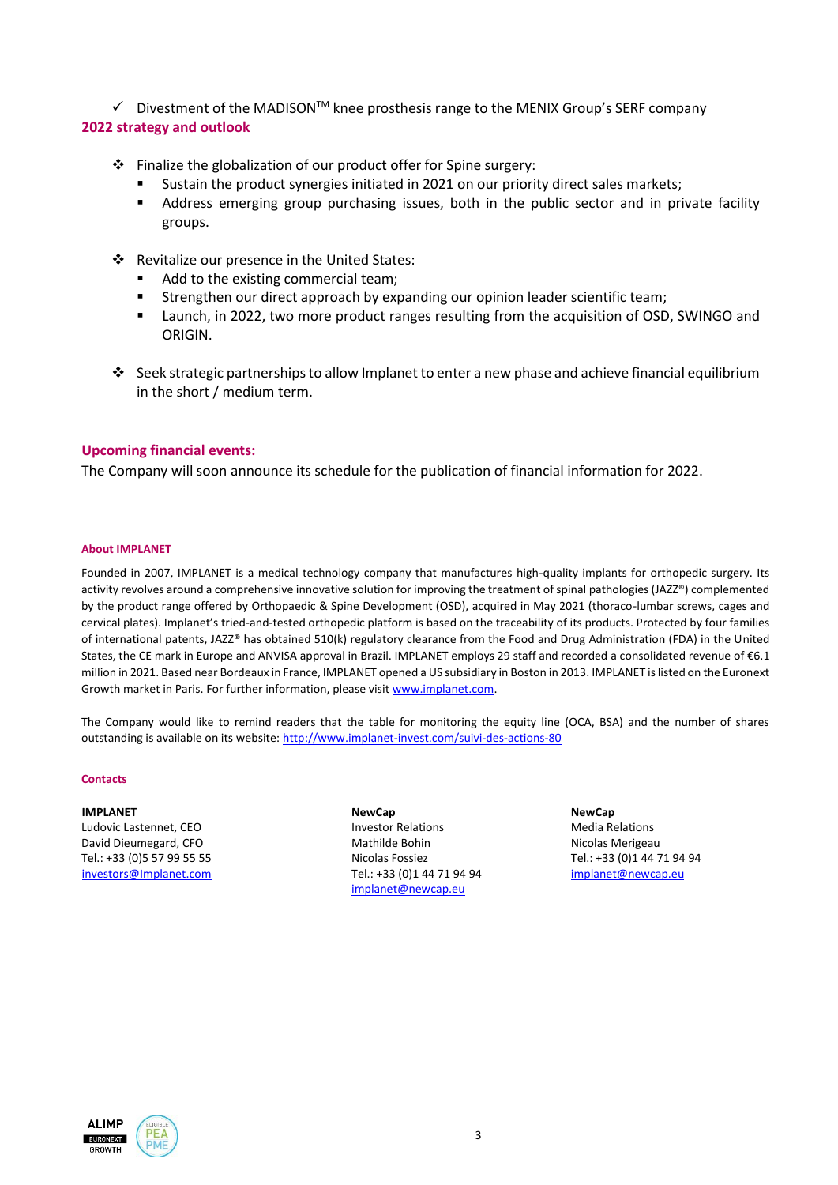- ✓ Divestment of the MADISON™ knee prosthesis range to the MENIX Group's SERF company

## 2022 strategy and outlook

- Finalize the globalization of our product offer for Spine surgery:
  - Sustain the product synergies initiated in 2021 on our priority direct sales markets;
  - Address emerging group purchasing issues, both in the public sector and in private facility groups.

- Revitalize our presence in the United States:
  - Add to the existing commercial team;
  - Strengthen our direct approach by expanding our opinion leader scientific team;
  - Launch, in 2022, two more product ranges resulting from the acquisition of OSD, SWINGO and ORIGIN.

- Seek strategic partnerships to allow Implanet to enter a new phase and achieve financial equilibrium in the short / medium term.

## Upcoming financial events:

The Company will soon announce its schedule for the publication of financial information for 2022.

### About IMPLANET

Founded in 2007, IMPLANET is a medical technology company that manufactures high-quality implants for orthopedic surgery. Its activity revolves around a comprehensive innovative solution for improving the treatment of spinal pathologies (JAZZ®) complemented by the product range offered by Orthopaedic & Spine Development (OSD), acquired in May 2021 (thoraco-lumbar screws, cages and cervical plates). Implanet's tried-and-tested orthopedic platform is based on the traceability of its products. Protected by four families of international patents, JAZZ® has obtained 510(k) regulatory clearance from the Food and Drug Administration (FDA) in the United States, the CE mark in Europe and ANVISA approval in Brazil. IMPLANET employs 29 staff and recorded a consolidated revenue of €6.1 million in 2021. Based near Bordeaux in France, IMPLANET opened a US subsidiary in Boston in 2013. IMPLANET is listed on the Euronext Growth market in Paris. For further information, please visit www.implanet.com.

The Company would like to remind readers that the table for monitoring the equity line (OCA, BSA) and the number of shares outstanding is available on its website: http://www.implanet-invest.com/suivi-des-actions-80

### Contacts

**IMPLANET**
Ludovic Lastennet, CEO
David Dieumegard, CFO
Tel.: +33 (0)5 57 99 55 55
investors@Implanet.com

**NewCap**
Investor Relations
Mathilde Bohin
Nicolas Fossiez
Tel.: +33 (0)1 44 71 94 94
implanet@newcap.eu

**NewCap**
Media Relations
Nicolas Merigeau
Tel.: +33 (0)1 44 71 94 94
implanet@newcap.eu

ALIMP EURONEXT GROWTH

ELIGIBLE PEA PME